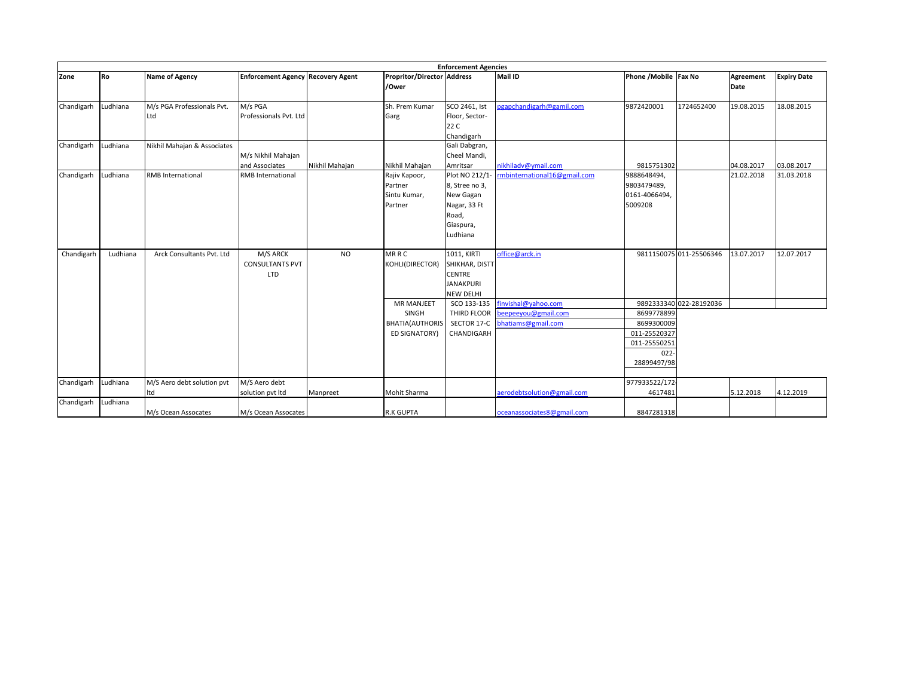**Enforcement Agencies**

| Zone | Ro | Name of Agency | Enforcement Agency | Recovery Agent | Propritor/Director /Ower | Address | Mail ID | Phone /Mobile | Fax No | Agreement Date | Expiry Date |
|---|---|---|---|---|---|---|---|---|---|---|---|
| Chandigarh | Ludhiana | M/s PGA Professionals Pvt. Ltd | M/s PGA Professionals Pvt. Ltd | | Sh. Prem Kumar Garg | SCO 2461, Ist Floor, Sector-22 C Chandigarh | pgapchandigarh@gamil.com | 9872420001 | 1724652400 | 19.08.2015 | 18.08.2015 |
| Chandigarh | Ludhiana | Nikhil Mahajan & Associates | M/s Nikhil Mahajan and Associates | Nikhil Mahajan | Nikhil Mahajan | Gali Dabgran, Cheel Mandi, Amritsar | nikhiladv@ymail.com | 9815751302 | | 04.08.2017 | 03.08.2017 |
| Chandigarh | Ludhiana | RMB International | RMB International | | Rajiv Kapoor, Partner Sintu Kumar, Partner | Plot NO 212/1-8, Stree no 3, New Gagan Nagar, 33 Ft Road, Giaspura, Ludhiana | rmbinternational16@gmail.com | 9888648494, 9803479489, 0161-4066494, 5009208 | | 21.02.2018 | 31.03.2018 |
| Chandigarh | Ludhiana | Arck Consultants Pvt. Ltd | M/S ARCK CONSULTANTS PVT LTD | NO | MR R C KOHLI(DIRECTOR) | 1011, KIRTI SHIKHAR, DISTT CENTRE JANAKPURI NEW DELHI | office@arck.in | 9811150075 | 011-25506346 | 13.07.2017 | 12.07.2017 |
| | | | | | MR MANJEET SINGH BHATIA(AUTHORISED SIGNATORY) | SCO 133-135 THIRD FLOOR SECTOR 17-C CHANDIGARH | finvishal@yahoo.com beepeeyou@gmail.com bhatiams@gmail.com | 9892333340 8699778899 8699300009 011-25520327 011-25550251 022-28899497/98 | 022-28192036 | | |
| Chandigarh | Ludhiana | M/S Aero debt solution pvt ltd | M/S Aero debt solution pvt ltd | Manpreet | Mohit Sharma | | aerodebtsolution@gmail.com | 977933522/172-4617481 | | 5.12.2018 | 4.12.2019 |
| Chandigarh | Ludhiana | M/s Ocean Assocates | M/s Ocean Assocates | | R.K GUPTA | | oceanassociates8@gmail.com | 8847281318 | | | |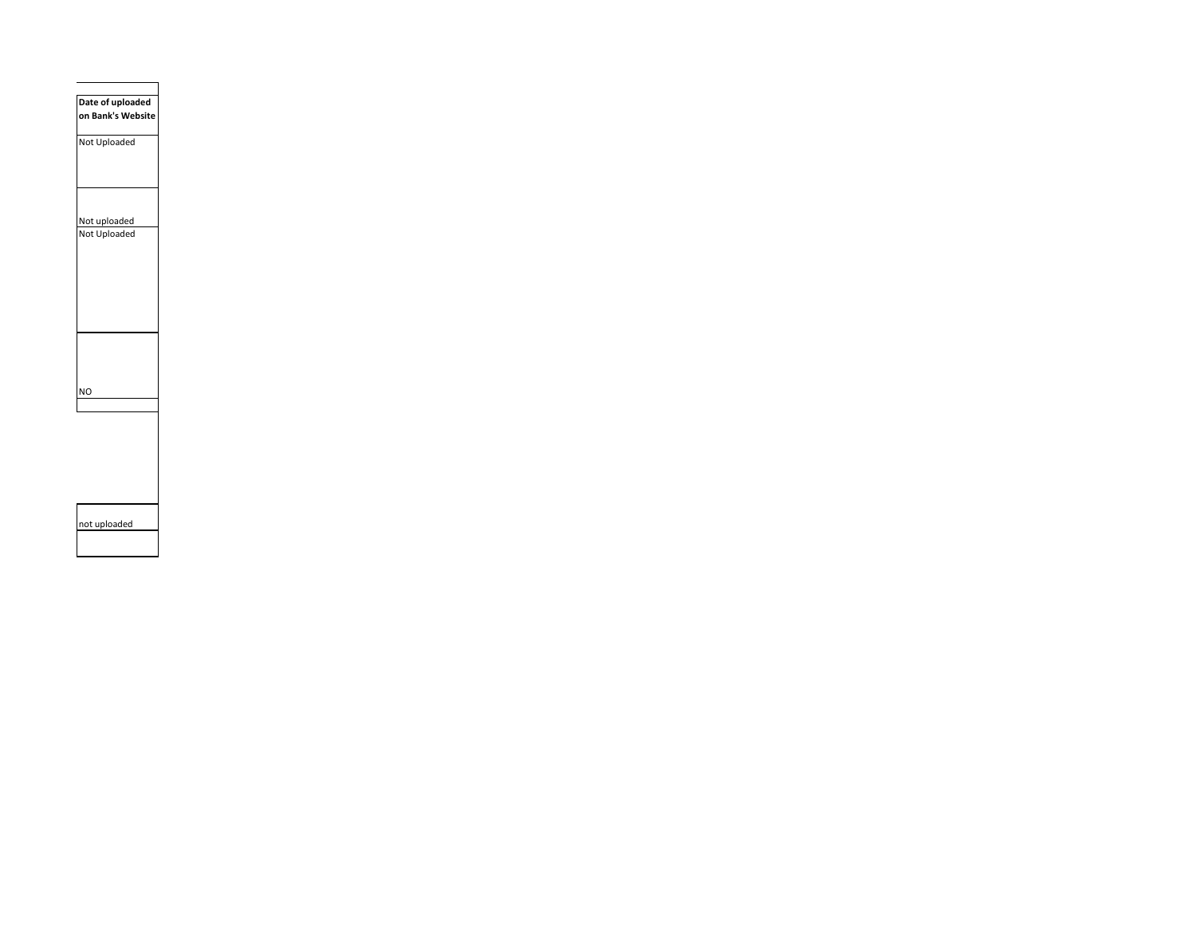| |
|---|
| **Date of uploaded on Bank's Website** |
| Not Uploaded |
| Not uploaded |
| Not Uploaded |
| NO |
| |
| |
| not uploaded |
| |